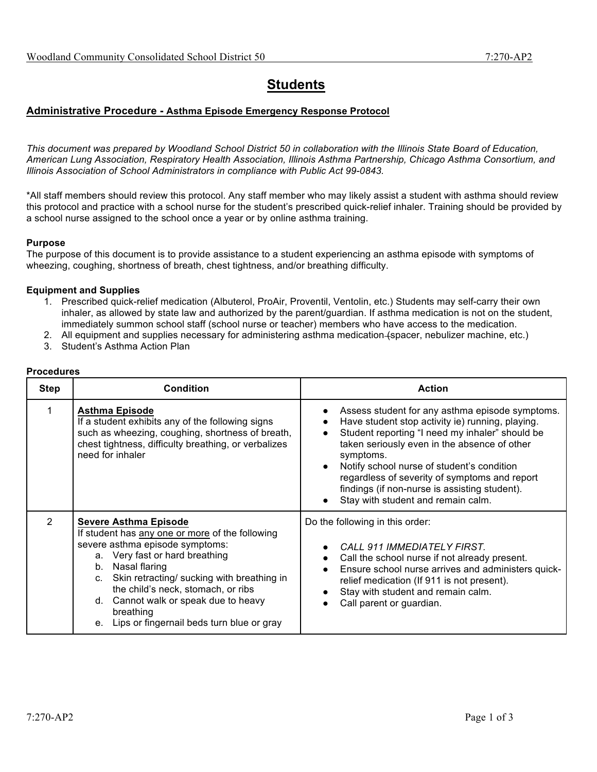# Students

## Administrative Procedure - Asthma Episode Emergency Response Protocol

*This document was prepared by Woodland School District 50 in collaboration with the Illinois State Board of Education, American Lung Association, Respiratory Health Association, Illinois Asthma Partnership, Chicago Asthma Consortium, and Illinois Association of School Administrators in compliance with Public Act 99-0843.*

*All staff members should review this protocol. Any staff member who may likely assist a student with asthma should review this protocol and practice with a school nurse for the student's prescribed quick-relief inhaler. Training should be provided by a school nurse assigned to the school once a year or by online asthma training.

**Purpose**

The purpose of this document is to provide assistance to a student experiencing an asthma episode with symptoms of wheezing, coughing, shortness of breath, chest tightness, and/or breathing difficulty.

**Equipment and Supplies**

1. Prescribed quick-relief medication (Albuterol, ProAir, Proventil, Ventolin, etc.) Students may self-carry their own inhaler, as allowed by state law and authorized by the parent/guardian. If asthma medication is not on the student, immediately summon school staff (school nurse or teacher) members who have access to the medication.
2. All equipment and supplies necessary for administering asthma medication (spacer, nebulizer machine, etc.)
3. Student's Asthma Action Plan

**Procedures**

| Step | Condition | Action |
|---|---|---|
| 1 | <u>**Asthma Episode**</u><br>If a student exhibits any of the following signs such as wheezing, coughing, shortness of breath, chest tightness, difficulty breathing, or verbalizes need for inhaler | • Assess student for any asthma episode symptoms.<br>• Have student stop activity ie) running, playing.<br>• Student reporting "I need my inhaler" should be taken seriously even in the absence of other symptoms.<br>• Notify school nurse of student's condition regardless of severity of symptoms and report findings (if non-nurse is assisting student).<br>• Stay with student and remain calm. |
| 2 | <u>**Severe Asthma Episode**</u><br>If student has <u>any one or more</u> of the following severe asthma episode symptoms:<br>a. Very fast or hard breathing<br>b. Nasal flaring<br>c. Skin retracting/ sucking with breathing in the child's neck, stomach, or ribs<br>d. Cannot walk or speak due to heavy breathing<br>e. Lips or fingernail beds turn blue or gray | Do the following in this order:<br>• *CALL 911 IMMEDIATELY FIRST.*<br>• Call the school nurse if not already present.<br>• Ensure school nurse arrives and administers quick-relief medication (If 911 is not present).<br>• Stay with student and remain calm.<br>• Call parent or guardian. |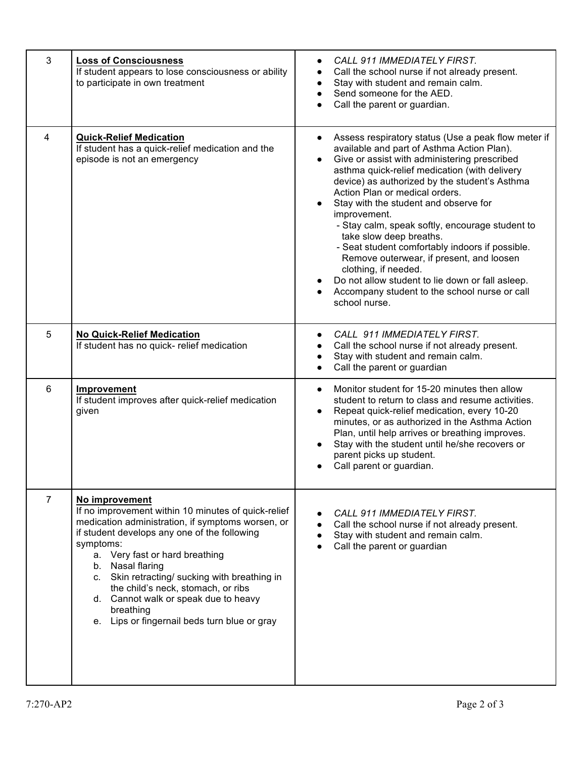| | | |
|---|---|---|
| 3 | **Loss of Consciousness**<br>If student appears to lose consciousness or ability to participate in own treatment | • *CALL 911 IMMEDIATELY FIRST.*<br>• Call the school nurse if not already present.<br>• Stay with student and remain calm.<br>• Send someone for the AED.<br>• Call the parent or guardian. |
| 4 | **Quick-Relief Medication**<br>If student has a quick-relief medication and the episode is not an emergency | • Assess respiratory status (Use a peak flow meter if available and part of Asthma Action Plan).<br>• Give or assist with administering prescribed asthma quick-relief medication (with delivery device) as authorized by the student's Asthma Action Plan or medical orders.<br>• Stay with the student and observe for improvement.<br>&nbsp;&nbsp;- Stay calm, speak softly, encourage student to take slow deep breaths.<br>&nbsp;&nbsp;- Seat student comfortably indoors if possible. Remove outerwear, if present, and loosen clothing, if needed.<br>• Do not allow student to lie down or fall asleep.<br>• Accompany student to the school nurse or call school nurse. |
| 5 | **No Quick-Relief Medication**<br>If student has no quick- relief medication | • *CALL 911 IMMEDIATELY FIRST.*<br>• Call the school nurse if not already present.<br>• Stay with student and remain calm.<br>• Call the parent or guardian |
| 6 | **Improvement**<br>If student improves after quick-relief medication given | • Monitor student for 15-20 minutes then allow student to return to class and resume activities.<br>• Repeat quick-relief medication, every 10-20 minutes, or as authorized in the Asthma Action Plan, until help arrives or breathing improves.<br>• Stay with the student until he/she recovers or parent picks up student.<br>• Call parent or guardian. |
| 7 | **No improvement**<br>If no improvement within 10 minutes of quick-relief medication administration, if symptoms worsen, or if student develops any one of the following symptoms:<br>a. Very fast or hard breathing<br>b. Nasal flaring<br>c. Skin retracting/ sucking with breathing in the child's neck, stomach, or ribs<br>d. Cannot walk or speak due to heavy breathing<br>e. Lips or fingernail beds turn blue or gray | • *CALL 911 IMMEDIATELY FIRST.*<br>• Call the school nurse if not already present.<br>• Stay with student and remain calm.<br>• Call the parent or guardian |

7:270-AP2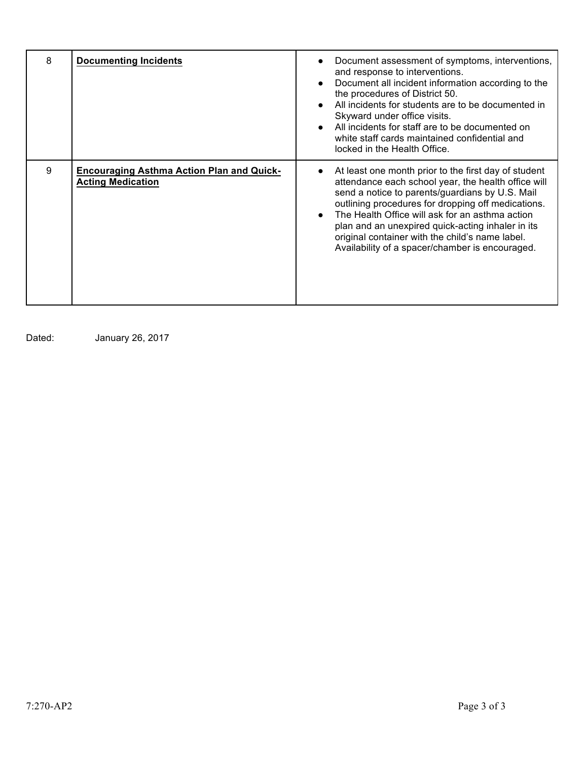| | | |
|---|---|---|
| 8 | **Documenting Incidents** | • Document assessment of symptoms, interventions, and response to interventions.<br>• Document all incident information according to the the procedures of District 50.<br>• All incidents for students are to be documented in Skyward under office visits.<br>• All incidents for staff are to be documented on white staff cards maintained confidential and locked in the Health Office. |
| 9 | **Encouraging Asthma Action Plan and Quick-Acting Medication** | • At least one month prior to the first day of student attendance each school year, the health office will send a notice to parents/guardians by U.S. Mail outlining procedures for dropping off medications.<br>• The Health Office will ask for an asthma action plan and an unexpired quick-acting inhaler in its original container with the child's name label. Availability of a spacer/chamber is encouraged. |

Dated: January 26, 2017

7:270-AP2